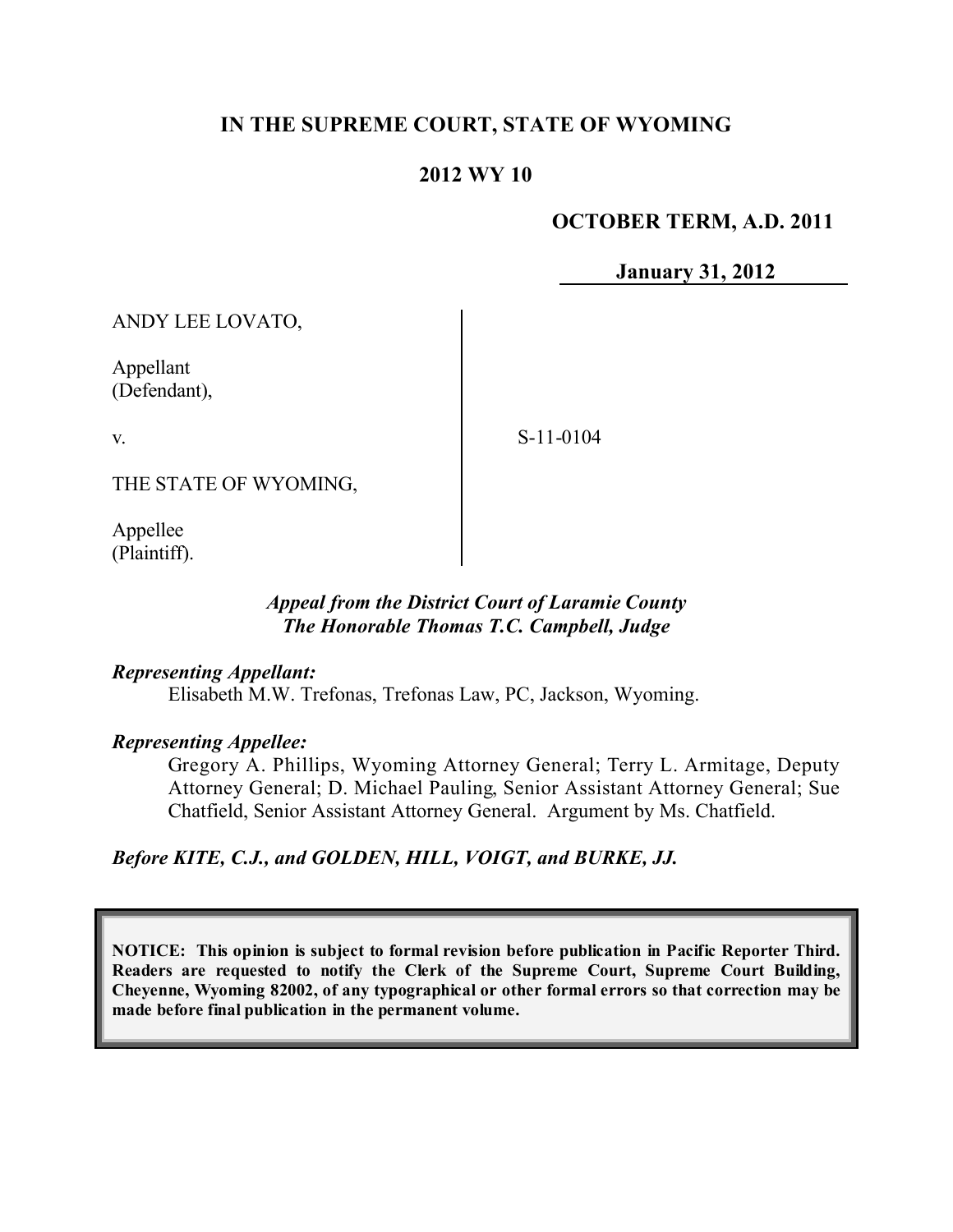# IN THE SUPREME COURT, STATE OF WYOMING

## 2012 WY 10

**OCTOBER TERM, A.D. 2011**

**January 31, 2012**

ANDY LEE LOVATO,

Appellant
(Defendant),

v.

THE STATE OF WYOMING,

Appellee
(Plaintiff).

S-11-0104

*Appeal from the District Court of Laramie County*
*The Honorable Thomas T.C. Campbell, Judge*

***Representing Appellant:***
Elisabeth M.W. Trefonas, Trefonas Law, PC, Jackson, Wyoming.

***Representing Appellee:***
Gregory A. Phillips, Wyoming Attorney General; Terry L. Armitage, Deputy Attorney General; D. Michael Pauling, Senior Assistant Attorney General; Sue Chatfield, Senior Assistant Attorney General. Argument by Ms. Chatfield.

***Before KITE, C.J., and GOLDEN, HILL, VOIGT, and BURKE, JJ.***

**NOTICE: This opinion is subject to formal revision before publication in Pacific Reporter Third. Readers are requested to notify the Clerk of the Supreme Court, Supreme Court Building, Cheyenne, Wyoming 82002, of any typographical or other formal errors so that correction may be made before final publication in the permanent volume.**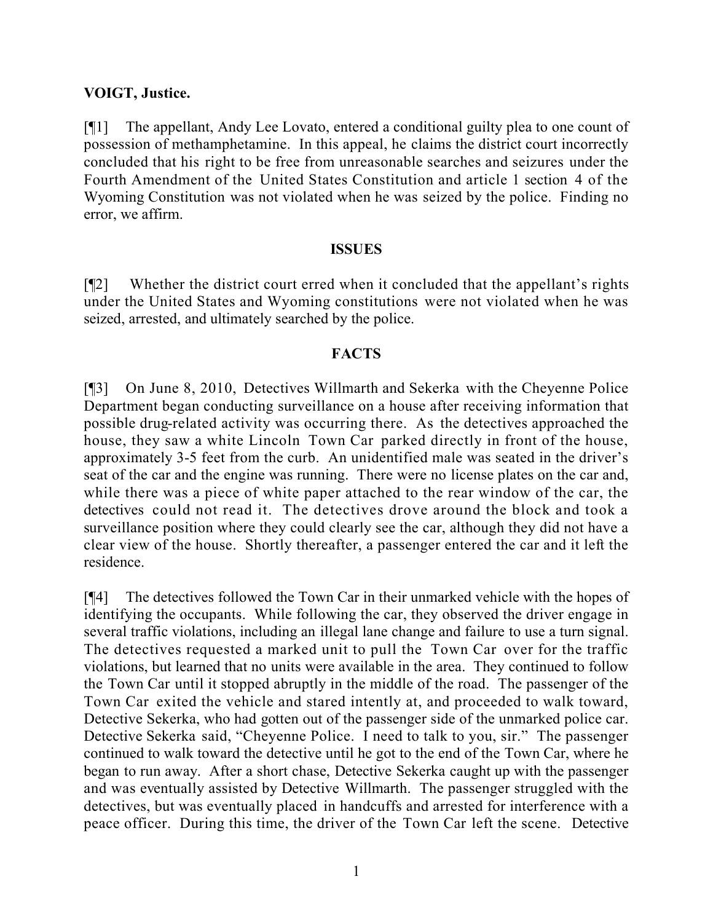**VOIGT, Justice.**

[¶1] The appellant, Andy Lee Lovato, entered a conditional guilty plea to one count of possession of methamphetamine. In this appeal, he claims the district court incorrectly concluded that his right to be free from unreasonable searches and seizures under the Fourth Amendment of the United States Constitution and article 1 section 4 of the Wyoming Constitution was not violated when he was seized by the police. Finding no error, we affirm.

## ISSUES

[¶2] Whether the district court erred when it concluded that the appellant's rights under the United States and Wyoming constitutions were not violated when he was seized, arrested, and ultimately searched by the police.

## FACTS

[¶3] On June 8, 2010, Detectives Willmarth and Sekerka with the Cheyenne Police Department began conducting surveillance on a house after receiving information that possible drug-related activity was occurring there. As the detectives approached the house, they saw a white Lincoln Town Car parked directly in front of the house, approximately 3-5 feet from the curb. An unidentified male was seated in the driver's seat of the car and the engine was running. There were no license plates on the car and, while there was a piece of white paper attached to the rear window of the car, the detectives could not read it. The detectives drove around the block and took a surveillance position where they could clearly see the car, although they did not have a clear view of the house. Shortly thereafter, a passenger entered the car and it left the residence.

[¶4] The detectives followed the Town Car in their unmarked vehicle with the hopes of identifying the occupants. While following the car, they observed the driver engage in several traffic violations, including an illegal lane change and failure to use a turn signal. The detectives requested a marked unit to pull the Town Car over for the traffic violations, but learned that no units were available in the area. They continued to follow the Town Car until it stopped abruptly in the middle of the road. The passenger of the Town Car exited the vehicle and stared intently at, and proceeded to walk toward, Detective Sekerka, who had gotten out of the passenger side of the unmarked police car. Detective Sekerka said, "Cheyenne Police. I need to talk to you, sir." The passenger continued to walk toward the detective until he got to the end of the Town Car, where he began to run away. After a short chase, Detective Sekerka caught up with the passenger and was eventually assisted by Detective Willmarth. The passenger struggled with the detectives, but was eventually placed in handcuffs and arrested for interference with a peace officer. During this time, the driver of the Town Car left the scene. Detective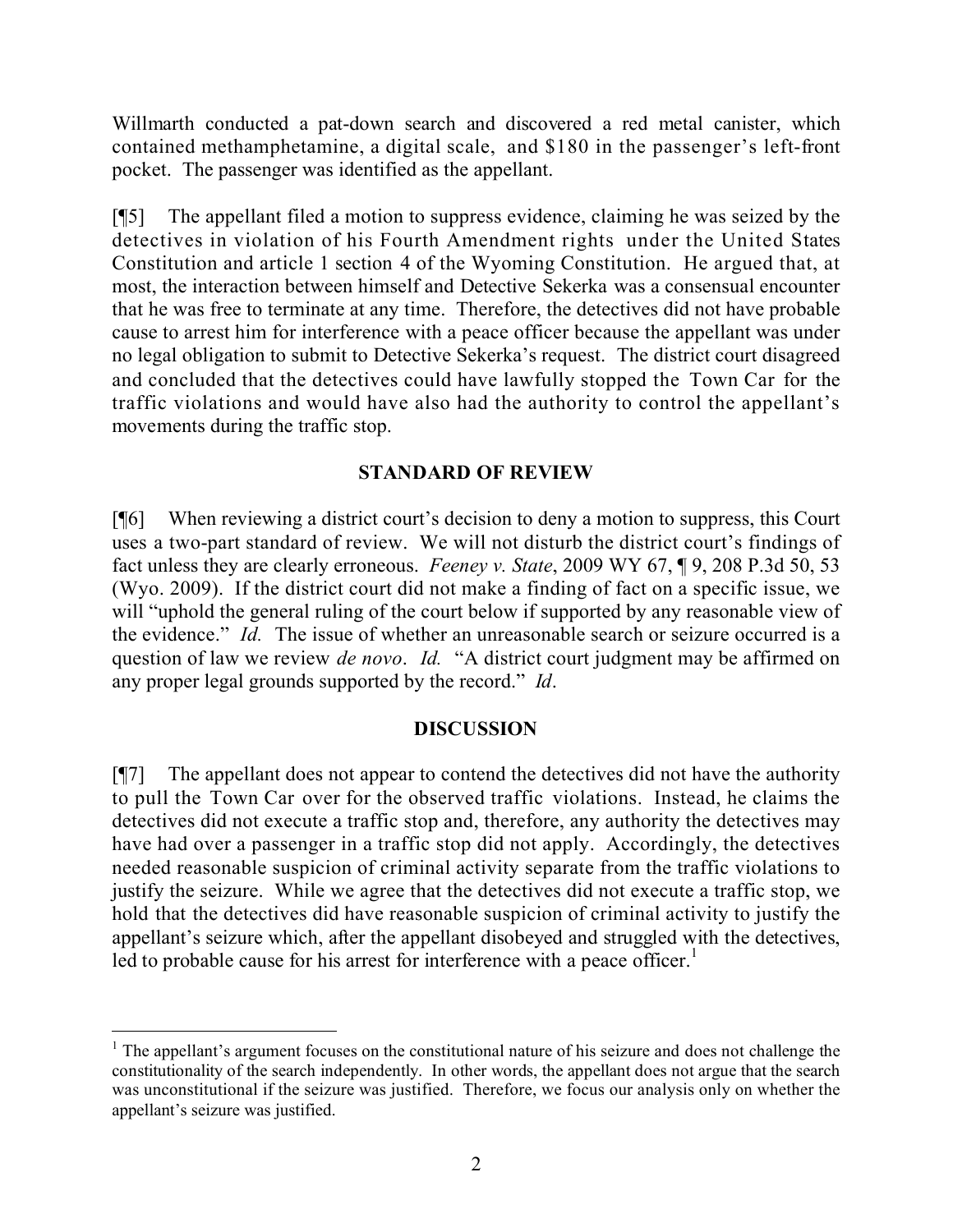Willmarth conducted a pat-down search and discovered a red metal canister, which contained methamphetamine, a digital scale, and $180 in the passenger's left-front pocket. The passenger was identified as the appellant.

[¶5] The appellant filed a motion to suppress evidence, claiming he was seized by the detectives in violation of his Fourth Amendment rights under the United States Constitution and article 1 section 4 of the Wyoming Constitution. He argued that, at most, the interaction between himself and Detective Sekerka was a consensual encounter that he was free to terminate at any time. Therefore, the detectives did not have probable cause to arrest him for interference with a peace officer because the appellant was under no legal obligation to submit to Detective Sekerka's request. The district court disagreed and concluded that the detectives could have lawfully stopped the Town Car for the traffic violations and would have also had the authority to control the appellant's movements during the traffic stop.

## STANDARD OF REVIEW

[¶6] When reviewing a district court's decision to deny a motion to suppress, this Court uses a two-part standard of review. We will not disturb the district court's findings of fact unless they are clearly erroneous. *Feeney v. State*, 2009 WY 67, ¶ 9, 208 P.3d 50, 53 (Wyo. 2009). If the district court did not make a finding of fact on a specific issue, we will "uphold the general ruling of the court below if supported by any reasonable view of the evidence." *Id.* The issue of whether an unreasonable search or seizure occurred is a question of law we review *de novo*. *Id.* "A district court judgment may be affirmed on any proper legal grounds supported by the record." *Id*.

## DISCUSSION

[¶7] The appellant does not appear to contend the detectives did not have the authority to pull the Town Car over for the observed traffic violations. Instead, he claims the detectives did not execute a traffic stop and, therefore, any authority the detectives may have had over a passenger in a traffic stop did not apply. Accordingly, the detectives needed reasonable suspicion of criminal activity separate from the traffic violations to justify the seizure. While we agree that the detectives did not execute a traffic stop, we hold that the detectives did have reasonable suspicion of criminal activity to justify the appellant's seizure which, after the appellant disobeyed and struggled with the detectives, led to probable cause for his arrest for interference with a peace officer.[1]

---

[1] The appellant's argument focuses on the constitutional nature of his seizure and does not challenge the constitutionality of the search independently. In other words, the appellant does not argue that the search was unconstitutional if the seizure was justified. Therefore, we focus our analysis only on whether the appellant's seizure was justified.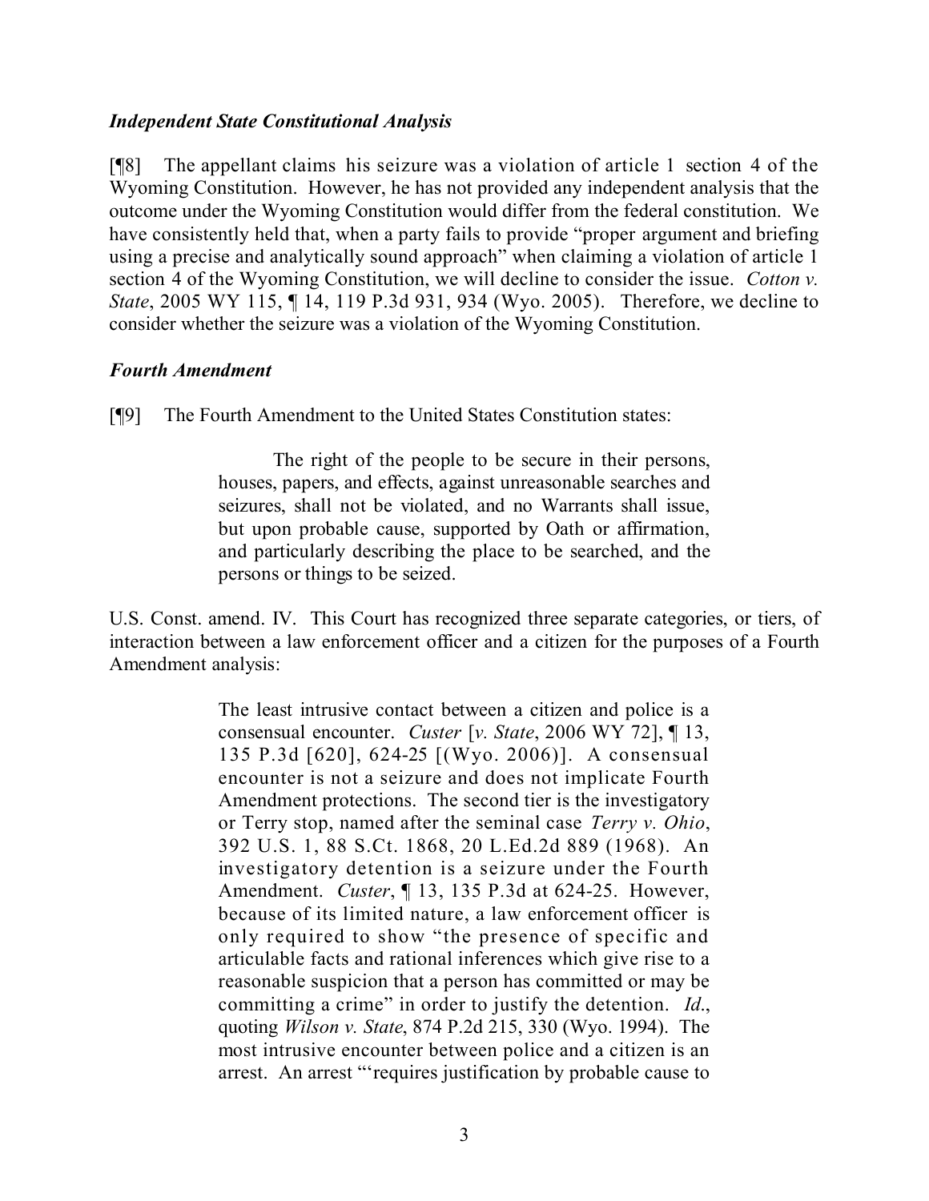### *Independent State Constitutional Analysis*

[¶8] The appellant claims his seizure was a violation of article 1 section 4 of the Wyoming Constitution. However, he has not provided any independent analysis that the outcome under the Wyoming Constitution would differ from the federal constitution. We have consistently held that, when a party fails to provide "proper argument and briefing using a precise and analytically sound approach" when claiming a violation of article 1 section 4 of the Wyoming Constitution, we will decline to consider the issue. *Cotton v. State*, 2005 WY 115, ¶ 14, 119 P.3d 931, 934 (Wyo. 2005). Therefore, we decline to consider whether the seizure was a violation of the Wyoming Constitution.

### *Fourth Amendment*

[¶9] The Fourth Amendment to the United States Constitution states:

> The right of the people to be secure in their persons, houses, papers, and effects, against unreasonable searches and seizures, shall not be violated, and no Warrants shall issue, but upon probable cause, supported by Oath or affirmation, and particularly describing the place to be searched, and the persons or things to be seized.

U.S. Const. amend. IV. This Court has recognized three separate categories, or tiers, of interaction between a law enforcement officer and a citizen for the purposes of a Fourth Amendment analysis:

> The least intrusive contact between a citizen and police is a consensual encounter. *Custer* [*v. State*, 2006 WY 72], ¶ 13, 135 P.3d [620], 624-25 [(Wyo. 2006)]. A consensual encounter is not a seizure and does not implicate Fourth Amendment protections. The second tier is the investigatory or Terry stop, named after the seminal case *Terry v. Ohio*, 392 U.S. 1, 88 S.Ct. 1868, 20 L.Ed.2d 889 (1968). An investigatory detention is a seizure under the Fourth Amendment. *Custer*, ¶ 13, 135 P.3d at 624-25. However, because of its limited nature, a law enforcement officer is only required to show "the presence of specific and articulable facts and rational inferences which give rise to a reasonable suspicion that a person has committed or may be committing a crime" in order to justify the detention. *Id*., quoting *Wilson v. State*, 874 P.2d 215, 330 (Wyo. 1994). The most intrusive encounter between police and a citizen is an arrest. An arrest "'requires justification by probable cause to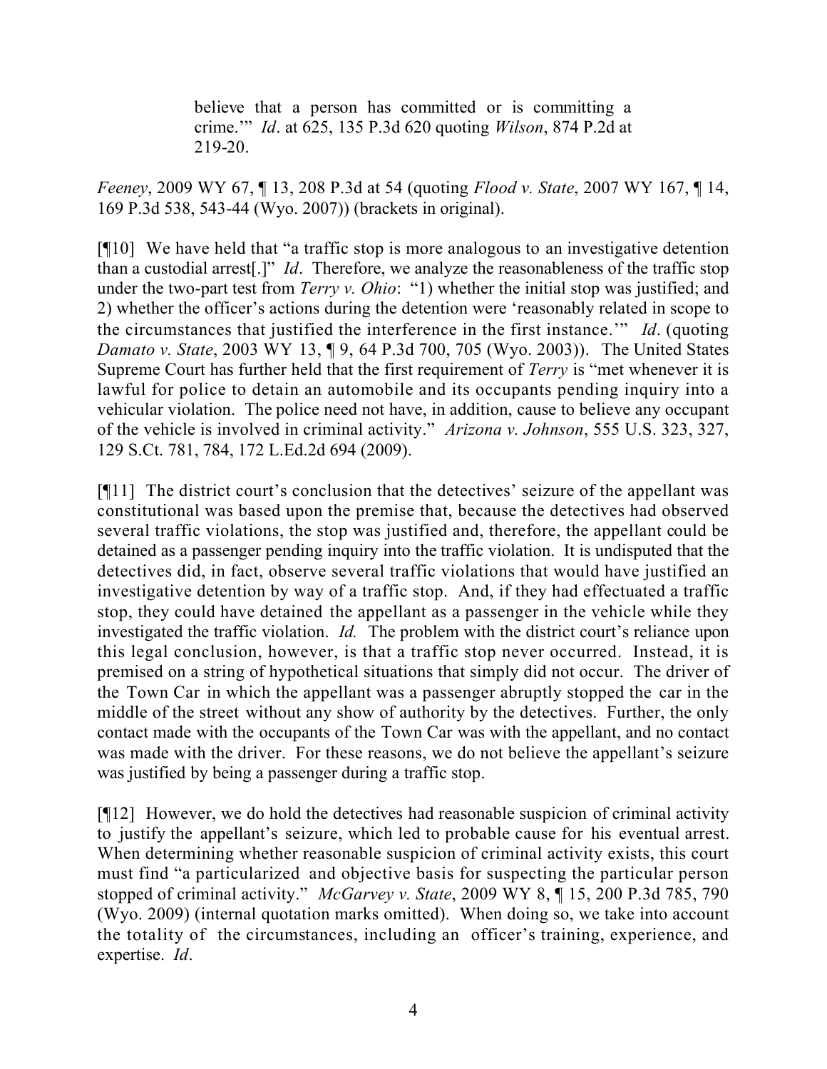> believe that a person has committed or is committing a crime.'" *Id*. at 625, 135 P.3d 620 quoting *Wilson*, 874 P.2d at 219-20.

*Feeney*, 2009 WY 67, ¶ 13, 208 P.3d at 54 (quoting *Flood v. State*, 2007 WY 167, ¶ 14, 169 P.3d 538, 543-44 (Wyo. 2007)) (brackets in original).

[¶10] We have held that "a traffic stop is more analogous to an investigative detention than a custodial arrest[.]" *Id*. Therefore, we analyze the reasonableness of the traffic stop under the two-part test from *Terry v. Ohio*: "1) whether the initial stop was justified; and 2) whether the officer's actions during the detention were 'reasonably related in scope to the circumstances that justified the interference in the first instance.'" *Id*. (quoting *Damato v. State*, 2003 WY 13, ¶ 9, 64 P.3d 700, 705 (Wyo. 2003)). The United States Supreme Court has further held that the first requirement of *Terry* is "met whenever it is lawful for police to detain an automobile and its occupants pending inquiry into a vehicular violation. The police need not have, in addition, cause to believe any occupant of the vehicle is involved in criminal activity." *Arizona v. Johnson*, 555 U.S. 323, 327, 129 S.Ct. 781, 784, 172 L.Ed.2d 694 (2009).

[¶11] The district court's conclusion that the detectives' seizure of the appellant was constitutional was based upon the premise that, because the detectives had observed several traffic violations, the stop was justified and, therefore, the appellant could be detained as a passenger pending inquiry into the traffic violation. It is undisputed that the detectives did, in fact, observe several traffic violations that would have justified an investigative detention by way of a traffic stop. And, if they had effectuated a traffic stop, they could have detained the appellant as a passenger in the vehicle while they investigated the traffic violation. *Id.* The problem with the district court's reliance upon this legal conclusion, however, is that a traffic stop never occurred. Instead, it is premised on a string of hypothetical situations that simply did not occur. The driver of the Town Car in which the appellant was a passenger abruptly stopped the car in the middle of the street without any show of authority by the detectives. Further, the only contact made with the occupants of the Town Car was with the appellant, and no contact was made with the driver. For these reasons, we do not believe the appellant's seizure was justified by being a passenger during a traffic stop.

[¶12] However, we do hold the detectives had reasonable suspicion of criminal activity to justify the appellant's seizure, which led to probable cause for his eventual arrest. When determining whether reasonable suspicion of criminal activity exists, this court must find "a particularized and objective basis for suspecting the particular person stopped of criminal activity." *McGarvey v. State*, 2009 WY 8, ¶ 15, 200 P.3d 785, 790 (Wyo. 2009) (internal quotation marks omitted). When doing so, we take into account the totality of the circumstances, including an officer's training, experience, and expertise. *Id*.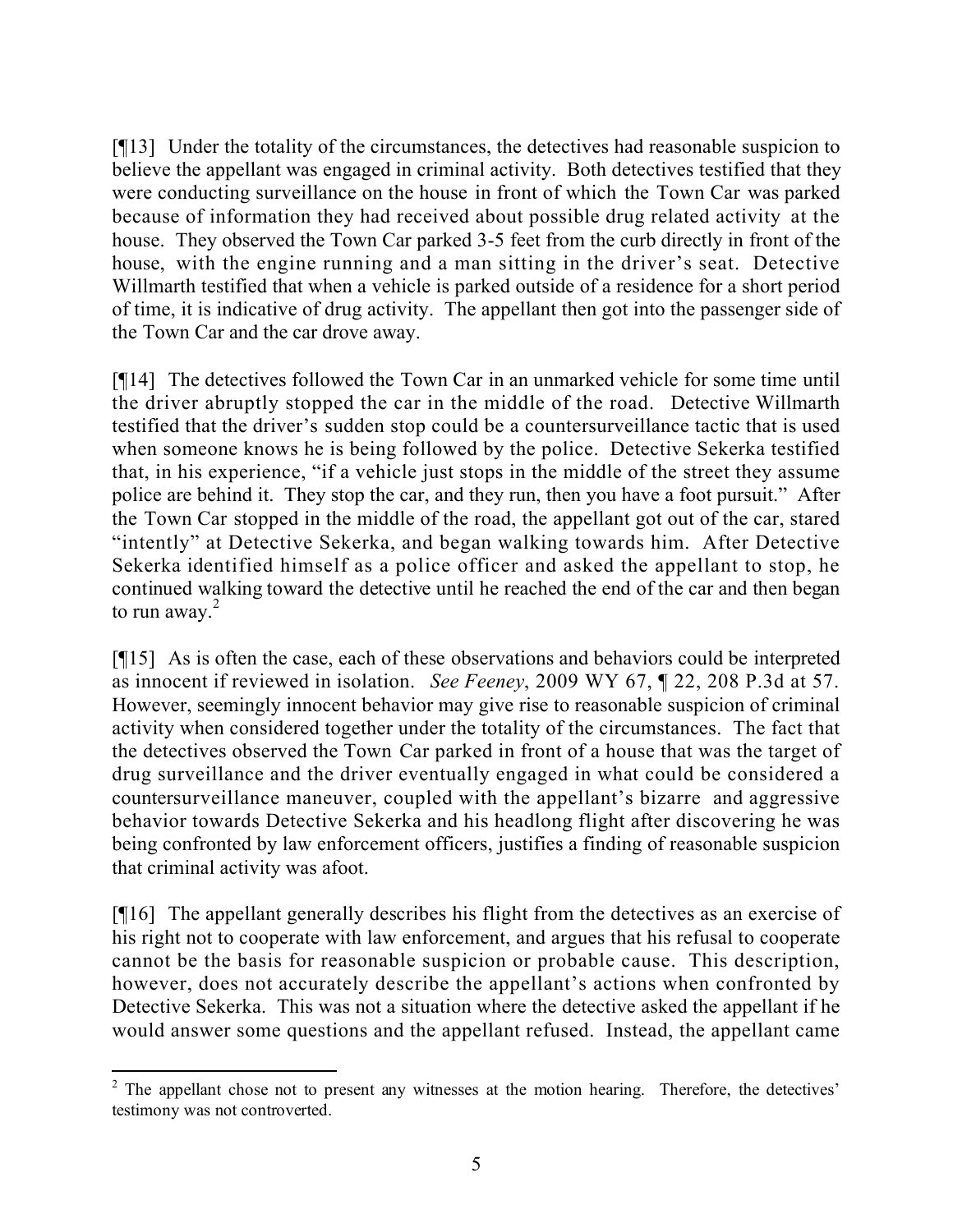[¶13] Under the totality of the circumstances, the detectives had reasonable suspicion to believe the appellant was engaged in criminal activity. Both detectives testified that they were conducting surveillance on the house in front of which the Town Car was parked because of information they had received about possible drug related activity at the house. They observed the Town Car parked 3-5 feet from the curb directly in front of the house, with the engine running and a man sitting in the driver's seat. Detective Willmarth testified that when a vehicle is parked outside of a residence for a short period of time, it is indicative of drug activity. The appellant then got into the passenger side of the Town Car and the car drove away.

[¶14] The detectives followed the Town Car in an unmarked vehicle for some time until the driver abruptly stopped the car in the middle of the road. Detective Willmarth testified that the driver's sudden stop could be a countersurveillance tactic that is used when someone knows he is being followed by the police. Detective Sekerka testified that, in his experience, "if a vehicle just stops in the middle of the street they assume police are behind it. They stop the car, and they run, then you have a foot pursuit." After the Town Car stopped in the middle of the road, the appellant got out of the car, stared "intently" at Detective Sekerka, and began walking towards him. After Detective Sekerka identified himself as a police officer and asked the appellant to stop, he continued walking toward the detective until he reached the end of the car and then began to run away.[2]

[¶15] As is often the case, each of these observations and behaviors could be interpreted as innocent if reviewed in isolation. *See Feeney*, 2009 WY 67, ¶ 22, 208 P.3d at 57. However, seemingly innocent behavior may give rise to reasonable suspicion of criminal activity when considered together under the totality of the circumstances. The fact that the detectives observed the Town Car parked in front of a house that was the target of drug surveillance and the driver eventually engaged in what could be considered a countersurveillance maneuver, coupled with the appellant's bizarre and aggressive behavior towards Detective Sekerka and his headlong flight after discovering he was being confronted by law enforcement officers, justifies a finding of reasonable suspicion that criminal activity was afoot.

[¶16] The appellant generally describes his flight from the detectives as an exercise of his right not to cooperate with law enforcement, and argues that his refusal to cooperate cannot be the basis for reasonable suspicion or probable cause. This description, however, does not accurately describe the appellant's actions when confronted by Detective Sekerka. This was not a situation where the detective asked the appellant if he would answer some questions and the appellant refused. Instead, the appellant came

---

[2] The appellant chose not to present any witnesses at the motion hearing. Therefore, the detectives' testimony was not controverted.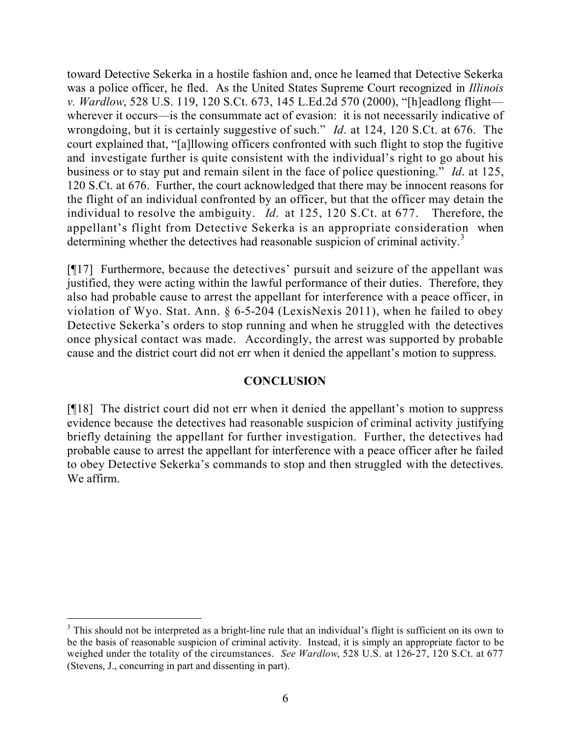toward Detective Sekerka in a hostile fashion and, once he learned that Detective Sekerka was a police officer, he fled. As the United States Supreme Court recognized in *Illinois v. Wardlow*, 528 U.S. 119, 120 S.Ct. 673, 145 L.Ed.2d 570 (2000), "[h]eadlong flight—wherever it occurs—is the consummate act of evasion: it is not necessarily indicative of wrongdoing, but it is certainly suggestive of such." *Id*. at 124, 120 S.Ct. at 676. The court explained that, "[a]llowing officers confronted with such flight to stop the fugitive and investigate further is quite consistent with the individual's right to go about his business or to stay put and remain silent in the face of police questioning." *Id*. at 125, 120 S.Ct. at 676. Further, the court acknowledged that there may be innocent reasons for the flight of an individual confronted by an officer, but that the officer may detain the individual to resolve the ambiguity. *Id*. at 125, 120 S.Ct. at 677. Therefore, the appellant's flight from Detective Sekerka is an appropriate consideration when determining whether the detectives had reasonable suspicion of criminal activity.[3]

[¶17] Furthermore, because the detectives' pursuit and seizure of the appellant was justified, they were acting within the lawful performance of their duties. Therefore, they also had probable cause to arrest the appellant for interference with a peace officer, in violation of Wyo. Stat. Ann. § 6-5-204 (LexisNexis 2011), when he failed to obey Detective Sekerka's orders to stop running and when he struggled with the detectives once physical contact was made. Accordingly, the arrest was supported by probable cause and the district court did not err when it denied the appellant's motion to suppress.

## CONCLUSION

[¶18] The district court did not err when it denied the appellant's motion to suppress evidence because the detectives had reasonable suspicion of criminal activity justifying briefly detaining the appellant for further investigation. Further, the detectives had probable cause to arrest the appellant for interference with a peace officer after he failed to obey Detective Sekerka's commands to stop and then struggled with the detectives. We affirm.

---

[3] This should not be interpreted as a bright-line rule that an individual's flight is sufficient on its own to be the basis of reasonable suspicion of criminal activity. Instead, it is simply an appropriate factor to be weighed under the totality of the circumstances. *See Wardlow*, 528 U.S. at 126-27, 120 S.Ct. at 677 (Stevens, J., concurring in part and dissenting in part).